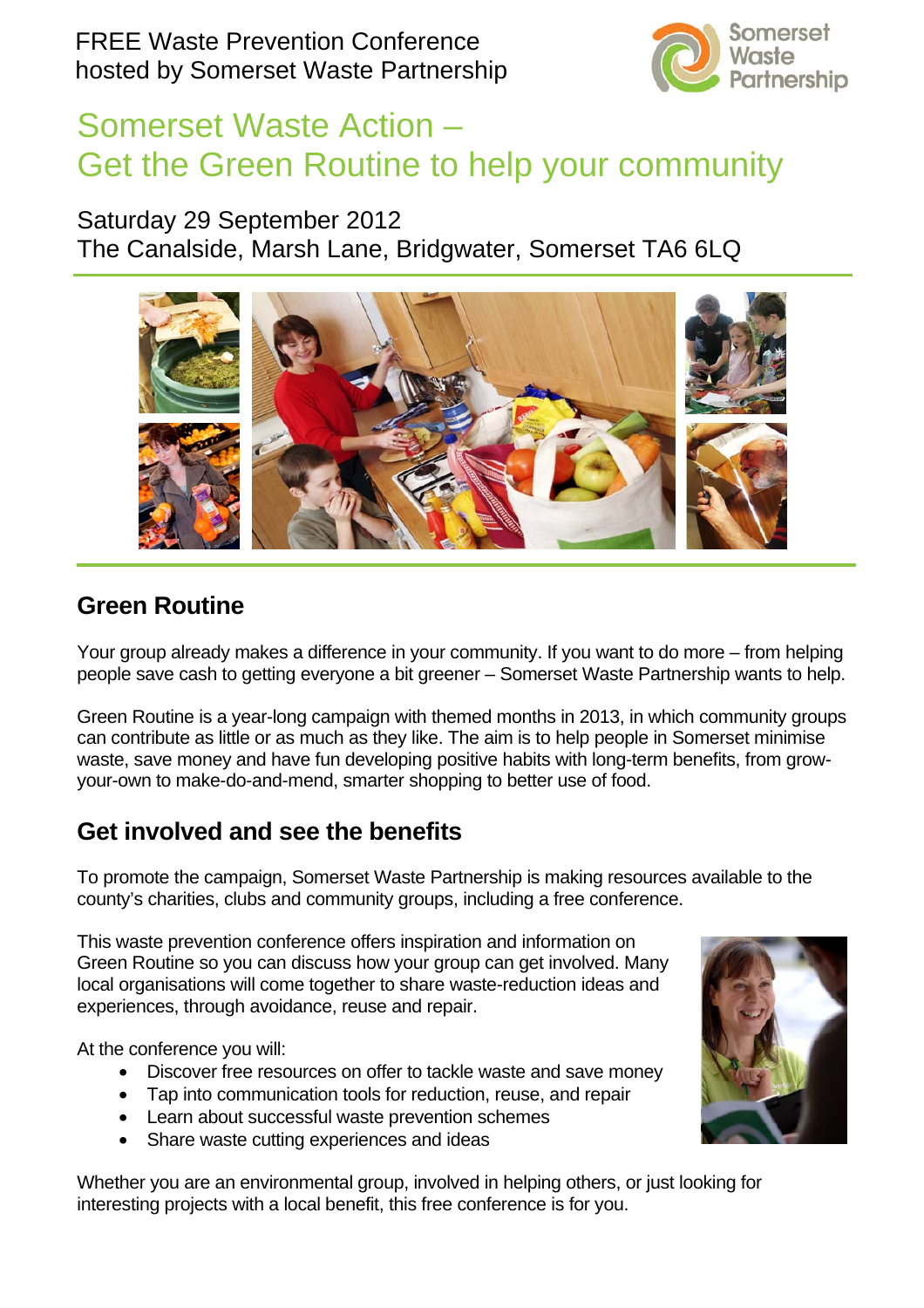FREE Waste Prevention Conference
hosted by Somerset Waste Partnership

Somerset Waste Partnership

# Somerset Waste Action – Get the Green Routine to help your community

Saturday 29 September 2012
The Canalside, Marsh Lane, Bridgwater, Somerset TA6 6LQ

## Green Routine

Your group already makes a difference in your community. If you want to do more – from helping people save cash to getting everyone a bit greener – Somerset Waste Partnership wants to help.

Green Routine is a year-long campaign with themed months in 2013, in which community groups can contribute as little or as much as they like. The aim is to help people in Somerset minimise waste, save money and have fun developing positive habits with long-term benefits, from grow-your-own to make-do-and-mend, smarter shopping to better use of food.

## Get involved and see the benefits

To promote the campaign, Somerset Waste Partnership is making resources available to the county's charities, clubs and community groups, including a free conference.

This waste prevention conference offers inspiration and information on Green Routine so you can discuss how your group can get involved. Many local organisations will come together to share waste-reduction ideas and experiences, through avoidance, reuse and repair.

At the conference you will:

- Discover free resources on offer to tackle waste and save money
- Tap into communication tools for reduction, reuse, and repair
- Learn about successful waste prevention schemes
- Share waste cutting experiences and ideas

Whether you are an environmental group, involved in helping others, or just looking for interesting projects with a local benefit, this free conference is for you.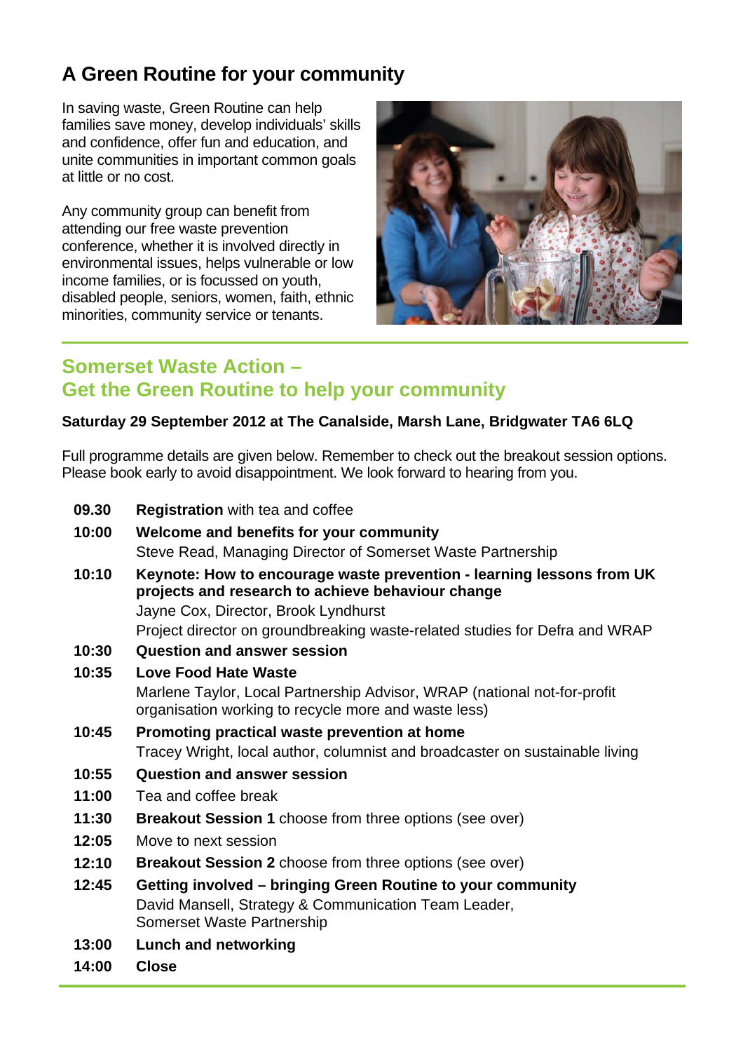# A Green Routine for your community

In saving waste, Green Routine can help families save money, develop individuals' skills and confidence, offer fun and education, and unite communities in important common goals at little or no cost.

Any community group can benefit from attending our free waste prevention conference, whether it is involved directly in environmental issues, helps vulnerable or low income families, or is focussed on youth, disabled people, seniors, women, faith, ethnic minorities, community service or tenants.

## Somerset Waste Action – Get the Green Routine to help your community

**Saturday 29 September 2012 at The Canalside, Marsh Lane, Bridgwater TA6 6LQ**

Full programme details are given below. Remember to check out the breakout session options. Please book early to avoid disappointment. We look forward to hearing from you.

| | |
|---|---|
| **09.30** | **Registration** with tea and coffee |
| **10:00** | **Welcome and benefits for your community**<br>Steve Read, Managing Director of Somerset Waste Partnership |
| **10:10** | **Keynote: How to encourage waste prevention - learning lessons from UK projects and research to achieve behaviour change**<br>Jayne Cox, Director, Brook Lyndhurst<br>Project director on groundbreaking waste-related studies for Defra and WRAP |
| **10:30** | **Question and answer session** |
| **10:35** | **Love Food Hate Waste**<br>Marlene Taylor, Local Partnership Advisor, WRAP (national not-for-profit organisation working to recycle more and waste less) |
| **10:45** | **Promoting practical waste prevention at home**<br>Tracey Wright, local author, columnist and broadcaster on sustainable living |
| **10:55** | **Question and answer session** |
| **11:00** | Tea and coffee break |
| **11:30** | **Breakout Session 1** choose from three options (see over) |
| **12:05** | Move to next session |
| **12:10** | **Breakout Session 2** choose from three options (see over) |
| **12:45** | **Getting involved – bringing Green Routine to your community**<br>David Mansell, Strategy & Communication Team Leader, Somerset Waste Partnership |
| **13:00** | **Lunch and networking** |
| **14:00** | **Close** |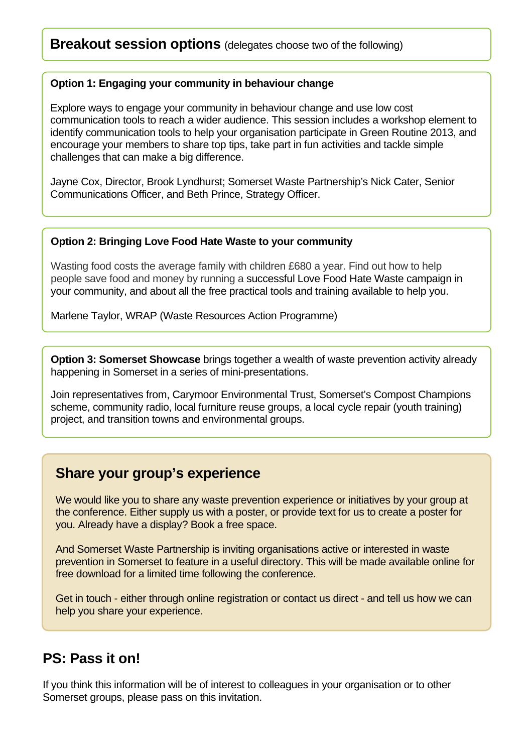## Breakout session options (delegates choose two of the following)

### Option 1: Engaging your community in behaviour change

Explore ways to engage your community in behaviour change and use low cost communication tools to reach a wider audience. This session includes a workshop element to identify communication tools to help your organisation participate in Green Routine 2013, and encourage your members to share top tips, take part in fun activities and tackle simple challenges that can make a big difference.

Jayne Cox, Director, Brook Lyndhurst; Somerset Waste Partnership's Nick Cater, Senior Communications Officer, and Beth Prince, Strategy Officer.

### Option 2: Bringing Love Food Hate Waste to your community

Wasting food costs the average family with children £680 a year. Find out how to help people save food and money by running a successful Love Food Hate Waste campaign in your community, and about all the free practical tools and training available to help you.

Marlene Taylor, WRAP (Waste Resources Action Programme)

**Option 3: Somerset Showcase** brings together a wealth of waste prevention activity already happening in Somerset in a series of mini-presentations.

Join representatives from, Carymoor Environmental Trust, Somerset's Compost Champions scheme, community radio, local furniture reuse groups, a local cycle repair (youth training) project, and transition towns and environmental groups.

## Share your group's experience

We would like you to share any waste prevention experience or initiatives by your group at the conference. Either supply us with a poster, or provide text for us to create a poster for you. Already have a display? Book a free space.

And Somerset Waste Partnership is inviting organisations active or interested in waste prevention in Somerset to feature in a useful directory. This will be made available online for free download for a limited time following the conference.

Get in touch - either through online registration or contact us direct - and tell us how we can help you share your experience.

## PS: Pass it on!

If you think this information will be of interest to colleagues in your organisation or to other Somerset groups, please pass on this invitation.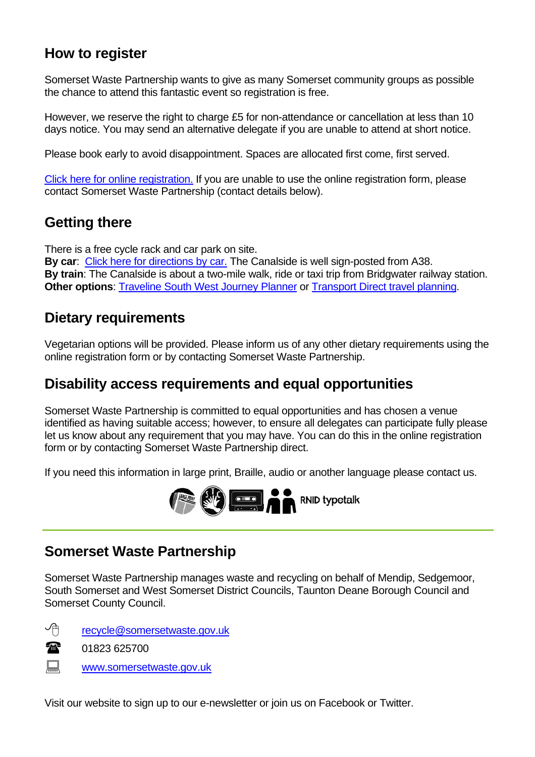## How to register

Somerset Waste Partnership wants to give as many Somerset community groups as possible the chance to attend this fantastic event so registration is free.

However, we reserve the right to charge £5 for non-attendance or cancellation at less than 10 days notice. You may send an alternative delegate if you are unable to attend at short notice.

Please book early to avoid disappointment. Spaces are allocated first come, first served.

Click here for online registration. If you are unable to use the online registration form, please contact Somerset Waste Partnership (contact details below).

## Getting there

There is a free cycle rack and car park on site.
**By car**: Click here for directions by car. The Canalside is well sign-posted from A38.
**By train**: The Canalside is about a two-mile walk, ride or taxi trip from Bridgwater railway station.
**Other options**: Traveline South West Journey Planner or Transport Direct travel planning.

## Dietary requirements

Vegetarian options will be provided. Please inform us of any other dietary requirements using the online registration form or by contacting Somerset Waste Partnership.

## Disability access requirements and equal opportunities

Somerset Waste Partnership is committed to equal opportunities and has chosen a venue identified as having suitable access; however, to ensure all delegates can participate fully please let us know about any requirement that you may have. You can do this in the online registration form or by contacting Somerset Waste Partnership direct.

If you need this information in large print, Braille, audio or another language please contact us.

RNID typetalk

---

## Somerset Waste Partnership

Somerset Waste Partnership manages waste and recycling on behalf of Mendip, Sedgemoor, South Somerset and West Somerset District Councils, Taunton Deane Borough Council and Somerset County Council.

recycle@somersetwaste.gov.uk

01823 625700

www.somersetwaste.gov.uk

Visit our website to sign up to our e-newsletter or join us on Facebook or Twitter.